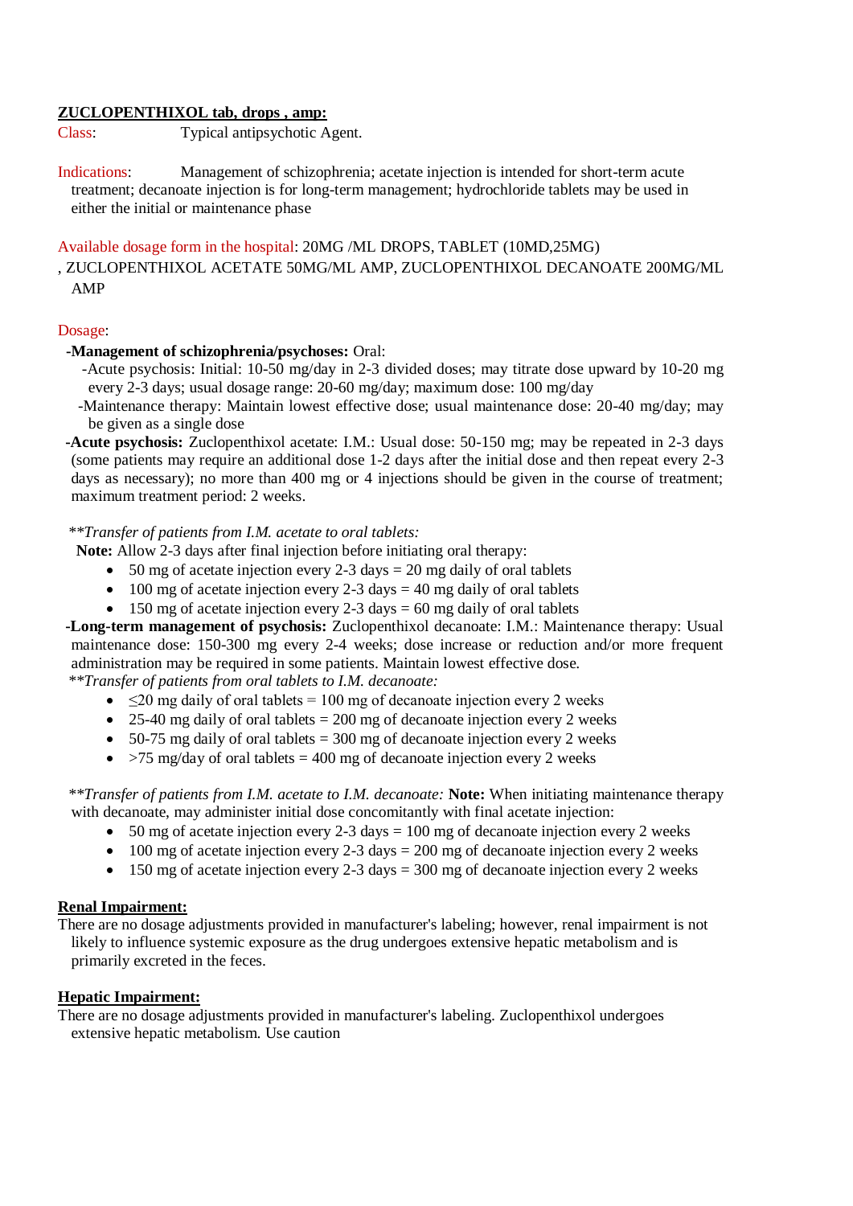**ZUCLOPENTHIXOL tab, drops , amp:**

Class: Typical antipsychotic Agent.

Indications: Management of schizophrenia; acetate injection is intended for short-term acute treatment; decanoate injection is for long-term management; hydrochloride tablets may be used in either the initial or maintenance phase

Available dosage form in the hospital: 20MG /ML DROPS, TABLET (10MD,25MG) , ZUCLOPENTHIXOL ACETATE 50MG/ML AMP, ZUCLOPENTHIXOL DECANOATE 200MG/ML AMP

Dosage:

**-Management of schizophrenia/psychoses:** Oral:

-Acute psychosis: Initial: 10-50 mg/day in 2-3 divided doses; may titrate dose upward by 10-20 mg every 2-3 days; usual dosage range: 20-60 mg/day; maximum dose: 100 mg/day

-Maintenance therapy: Maintain lowest effective dose; usual maintenance dose: 20-40 mg/day; may be given as a single dose

**-Acute psychosis:** Zuclopenthixol acetate: I.M.: Usual dose: 50-150 mg; may be repeated in 2-3 days (some patients may require an additional dose 1-2 days after the initial dose and then repeat every 2-3 days as necessary); no more than 400 mg or 4 injections should be given in the course of treatment; maximum treatment period: 2 weeks.

\*\**Transfer of patients from I.M. acetate to oral tablets:*

**Note:** Allow 2-3 days after final injection before initiating oral therapy:

- 50 mg of acetate injection every 2-3 days = 20 mg daily of oral tablets
- 100 mg of acetate injection every 2-3 days = 40 mg daily of oral tablets
- 150 mg of acetate injection every 2-3 days = 60 mg daily of oral tablets

**-Long-term management of psychosis:** Zuclopenthixol decanoate: I.M.: Maintenance therapy: Usual maintenance dose: 150-300 mg every 2-4 weeks; dose increase or reduction and/or more frequent administration may be required in some patients. Maintain lowest effective dose.

\*\**Transfer of patients from oral tablets to I.M. decanoate:*

- ≤20 mg daily of oral tablets = 100 mg of decanoate injection every 2 weeks
- 25-40 mg daily of oral tablets = 200 mg of decanoate injection every 2 weeks
- 50-75 mg daily of oral tablets = 300 mg of decanoate injection every 2 weeks
- >75 mg/day of oral tablets = 400 mg of decanoate injection every 2 weeks

\*\**Transfer of patients from I.M. acetate to I.M. decanoate:* **Note:** When initiating maintenance therapy with decanoate, may administer initial dose concomitantly with final acetate injection:

- 50 mg of acetate injection every 2-3 days = 100 mg of decanoate injection every 2 weeks
- 100 mg of acetate injection every 2-3 days = 200 mg of decanoate injection every 2 weeks
- 150 mg of acetate injection every 2-3 days = 300 mg of decanoate injection every 2 weeks

**Renal Impairment:**

There are no dosage adjustments provided in manufacturer's labeling; however, renal impairment is not likely to influence systemic exposure as the drug undergoes extensive hepatic metabolism and is primarily excreted in the feces.

**Hepatic Impairment:**

There are no dosage adjustments provided in manufacturer's labeling. Zuclopenthixol undergoes extensive hepatic metabolism. Use caution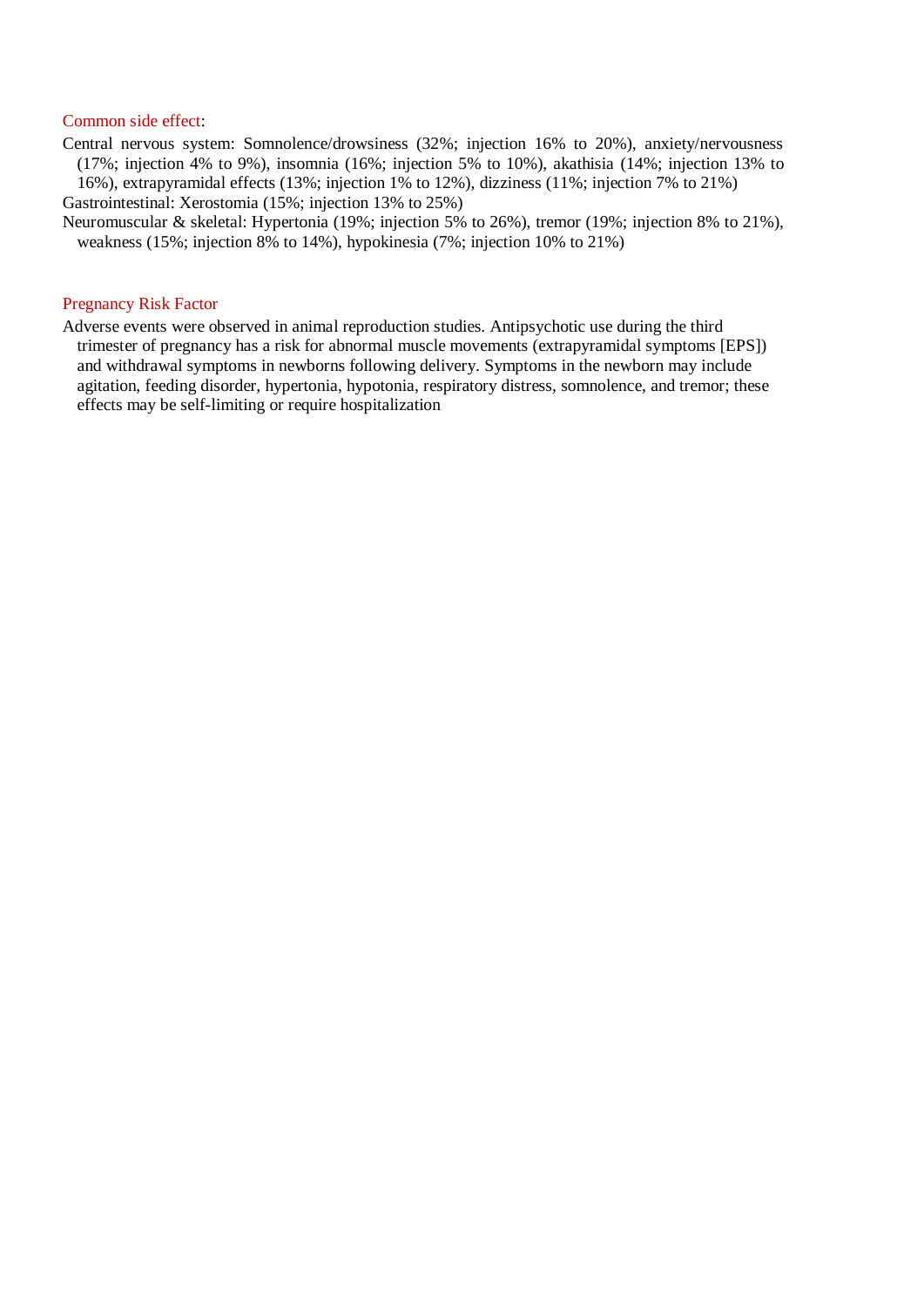## Common side effect:

Central nervous system: Somnolence/drowsiness (32%; injection 16% to 20%), anxiety/nervousness (17%; injection 4% to 9%), insomnia (16%; injection 5% to 10%), akathisia (14%; injection 13% to 16%), extrapyramidal effects (13%; injection 1% to 12%), dizziness (11%; injection 7% to 21%)

Gastrointestinal: Xerostomia (15%; injection 13% to 25%)

Neuromuscular & skeletal: Hypertonia (19%; injection 5% to 26%), tremor (19%; injection 8% to 21%), weakness (15%; injection 8% to 14%), hypokinesia (7%; injection 10% to 21%)

## Pregnancy Risk Factor

Adverse events were observed in animal reproduction studies. Antipsychotic use during the third trimester of pregnancy has a risk for abnormal muscle movements (extrapyramidal symptoms [EPS]) and withdrawal symptoms in newborns following delivery. Symptoms in the newborn may include agitation, feeding disorder, hypertonia, hypotonia, respiratory distress, somnolence, and tremor; these effects may be self-limiting or require hospitalization